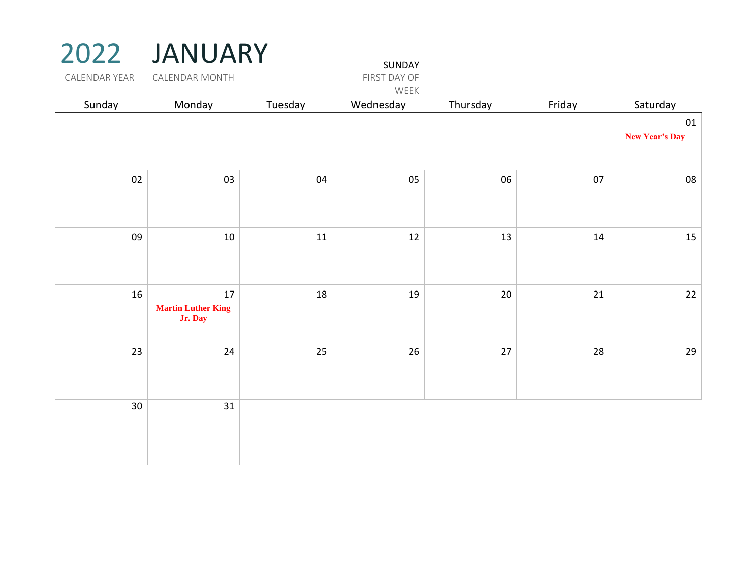# 2022 JANUARY

CALENDAR YEAR CALENDAR MONTH

SUNDAY
FIRST DAY OF WEEK

| Sunday | Monday | Tuesday | Wednesday | Thursday | Friday | Saturday |
|---|---|---|---|---|---|---|
| | | | | | | 01 **New Year's Day** |
| 02 | 03 | 04 | 05 | 06 | 07 | 08 |
| 09 | 10 | 11 | 12 | 13 | 14 | 15 |
| 16 | 17 **Martin Luther King Jr. Day** | 18 | 19 | 20 | 21 | 22 |
| 23 | 24 | 25 | 26 | 27 | 28 | 29 |
| 30 | 31 | | | | | |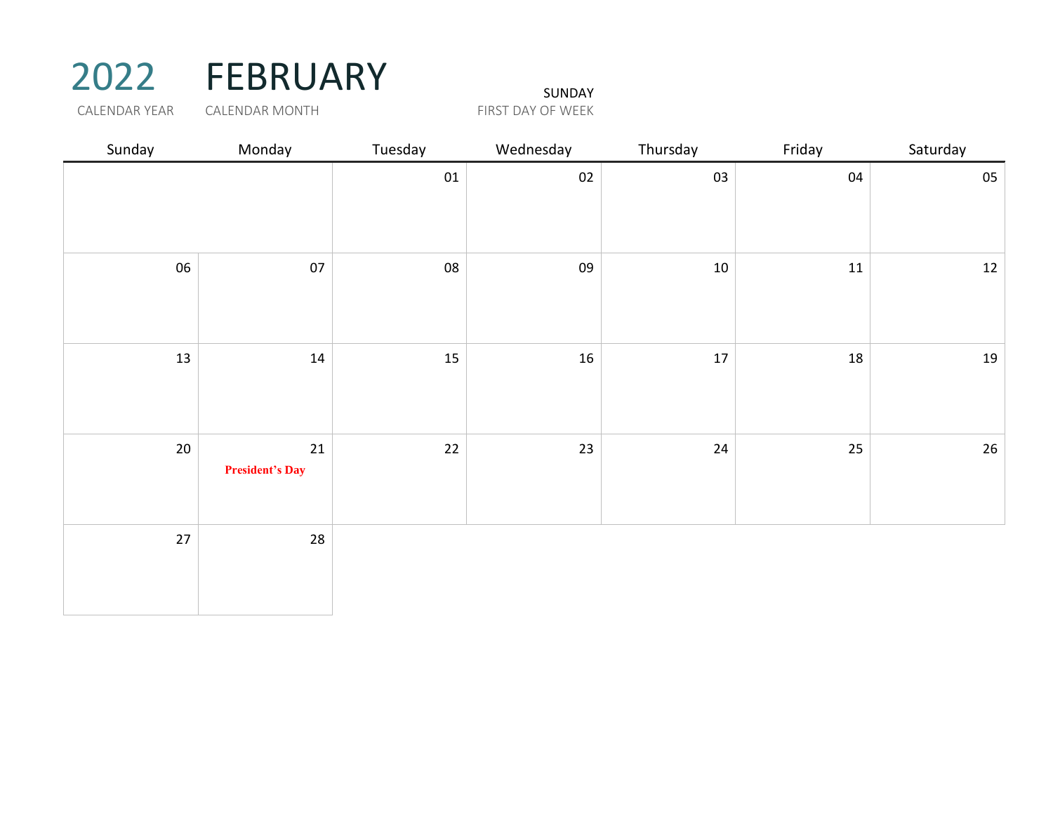# 2022 FEBRUARY

CALENDAR YEAR CALENDAR MONTH

SUNDAY
FIRST DAY OF WEEK

| Sunday | Monday | Tuesday | Wednesday | Thursday | Friday | Saturday |
|---|---|---|---|---|---|---|
| | | 01 | 02 | 03 | 04 | 05 |
| 06 | 07 | 08 | 09 | 10 | 11 | 12 |
| 13 | 14 | 15 | 16 | 17 | 18 | 19 |
| 20 | 21 **President's Day** | 22 | 23 | 24 | 25 | 26 |
| 27 | 28 | | | | | |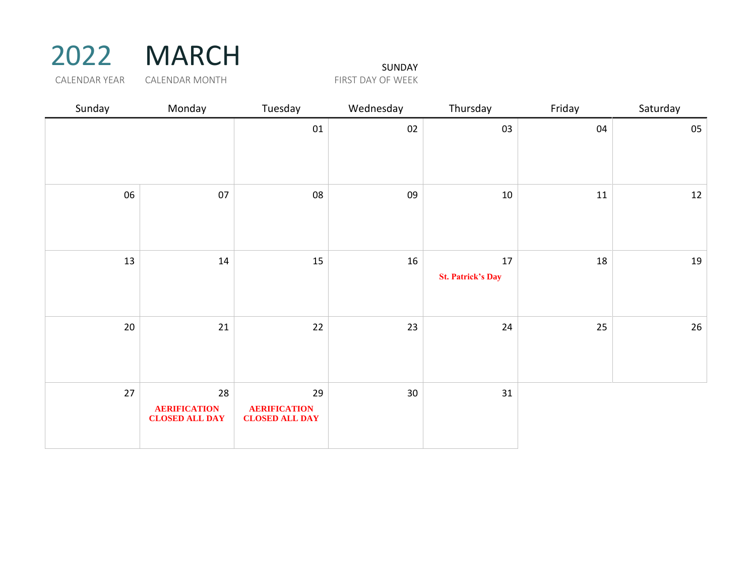2022 MARCH

CALENDAR YEAR CALENDAR MONTH

SUNDAY
FIRST DAY OF WEEK

| Sunday | Monday | Tuesday | Wednesday | Thursday | Friday | Saturday |
|---|---|---|---|---|---|---|
| | | 01 | 02 | 03 | 04 | 05 |
| 06 | 07 | 08 | 09 | 10 | 11 | 12 |
| 13 | 14 | 15 | 16 | 17 **St. Patrick's Day** | 18 | 19 |
| 20 | 21 | 22 | 23 | 24 | 25 | 26 |
| 27 | 28 **AERIFICATION CLOSED ALL DAY** | 29 **AERIFICATION CLOSED ALL DAY** | 30 | 31 | | |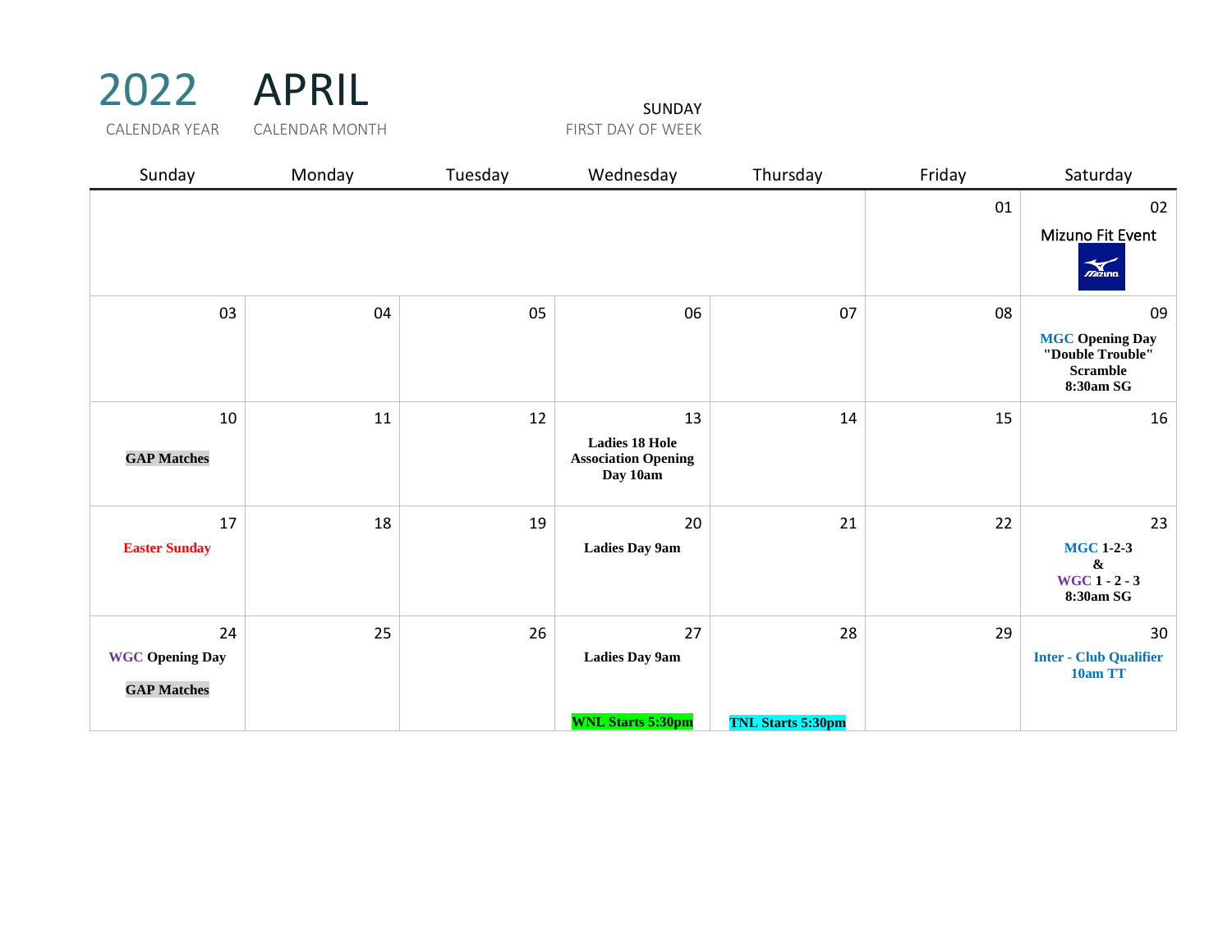# 2022 APRIL

CALENDAR YEAR CALENDAR MONTH

SUNDAY
FIRST DAY OF WEEK

| Sunday | Monday | Tuesday | Wednesday | Thursday | Friday | Saturday |
|---|---|---|---|---|---|---|
| | | | | | 01 | 02 Mizuno Fit Event |
| 03 | 04 | 05 | 06 | 07 | 08 | 09 **MGC Opening Day "Double Trouble" Scramble 8:30am SG** |
| 10 **GAP Matches** | 11 | 12 | 13 **Ladies 18 Hole Association Opening Day 10am** | 14 | 15 | 16 |
| 17 **Easter Sunday** | 18 | 19 | 20 **Ladies Day 9am** | 21 | 22 | 23 **MGC 1-2-3 & WGC 1 - 2 - 3 8:30am SG** |
| 24 **WGC Opening Day** **GAP Matches** | 25 | 26 | 27 **Ladies Day 9am** **WNL Starts 5:30pm** | 28 **TNL Starts 5:30pm** | 29 | 30 **Inter - Club Qualifier 10am TT** |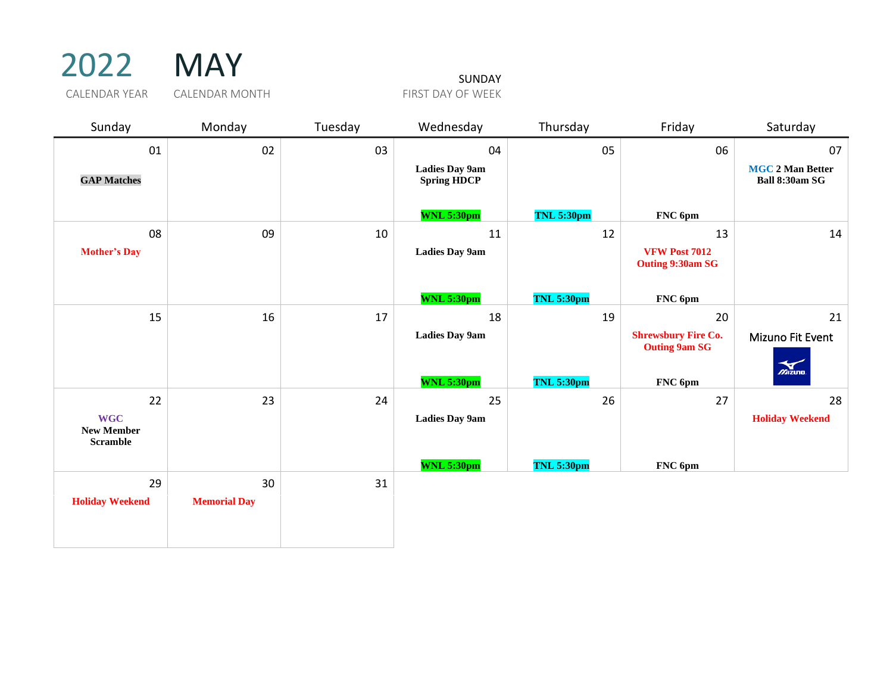# 2022 MAY

CALENDAR YEAR CALENDAR MONTH

SUNDAY
FIRST DAY OF WEEK

| Sunday | Monday | Tuesday | Wednesday | Thursday | Friday | Saturday |
|---|---|---|---|---|---|---|
| 01 **GAP Matches** | 02 | 03 | 04 **Ladies Day 9am Spring HDCP** **WNL 5:30pm** | 05 **TNL 5:30pm** | 06 **FNC 6pm** | 07 **MGC 2 Man Better Ball 8:30am SG** |
| 08 **Mother's Day** | 09 | 10 | 11 **Ladies Day 9am** **WNL 5:30pm** | 12 **TNL 5:30pm** | 13 **VFW Post 7012 Outing 9:30am SG** **FNC 6pm** | 14 |
| 15 | 16 | 17 | 18 **Ladies Day 9am** **WNL 5:30pm** | 19 **TNL 5:30pm** | 20 **Shrewsbury Fire Co. Outing 9am SG** **FNC 6pm** | 21 Mizuno Fit Event |
| 22 **WGC New Member Scramble** | 23 | 24 | 25 **Ladies Day 9am** **WNL 5:30pm** | 26 **TNL 5:30pm** | 27 **FNC 6pm** | 28 **Holiday Weekend** |
| 29 **Holiday Weekend** | 30 **Memorial Day** | 31 | | | | |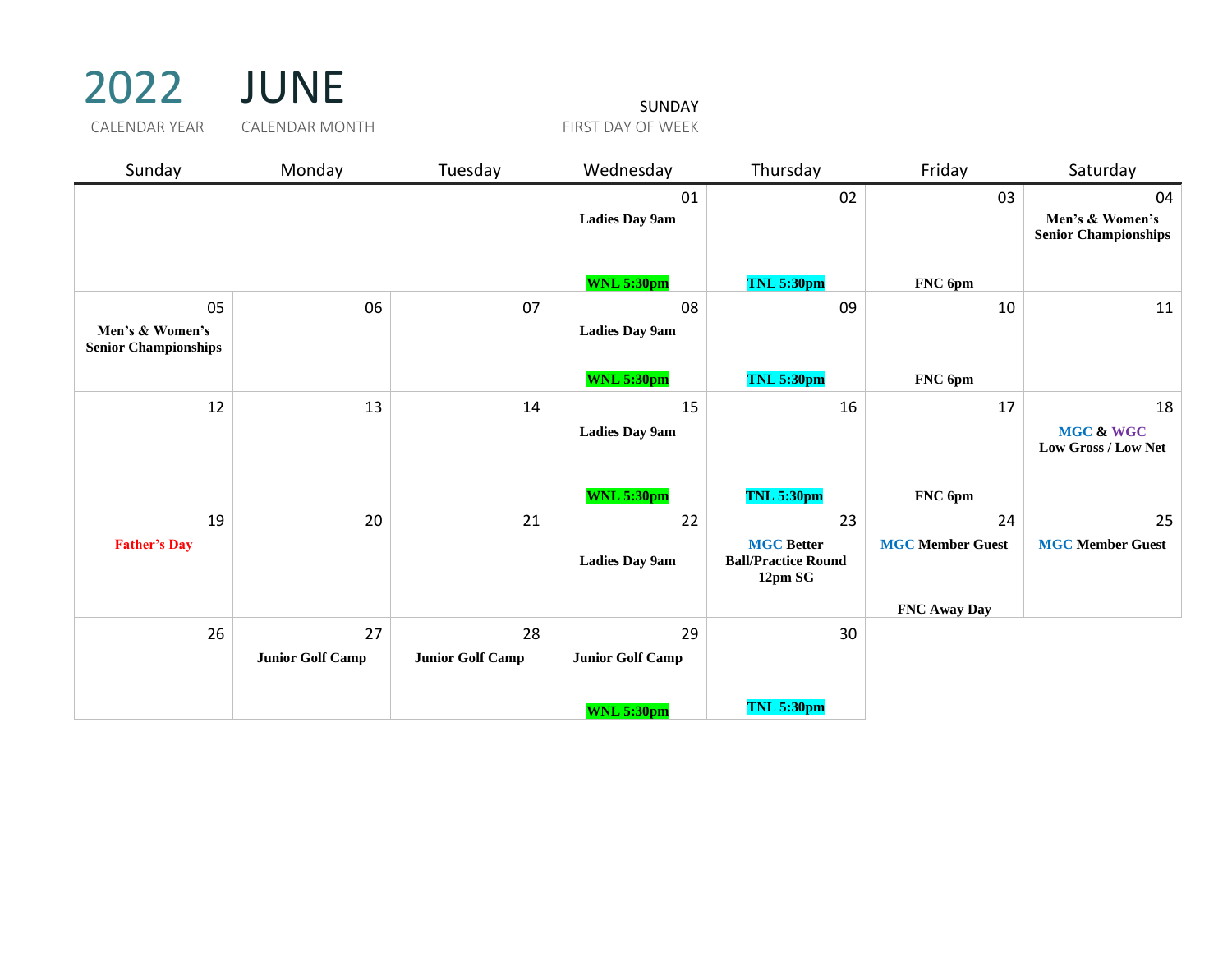# 2022 JUNE

CALENDAR YEAR CALENDAR MONTH

SUNDAY
FIRST DAY OF WEEK

| Sunday | Monday | Tuesday | Wednesday | Thursday | Friday | Saturday |
|---|---|---|---|---|---|---|
| | | | 01 **Ladies Day 9am** **WNL 5:30pm** | 02 **TNL 5:30pm** | 03 **FNC 6pm** | 04 **Men's & Women's Senior Championships** |
| 05 **Men's & Women's Senior Championships** | 06 | 07 | 08 **Ladies Day 9am** **WNL 5:30pm** | 09 **TNL 5:30pm** | 10 **FNC 6pm** | 11 |
| 12 | 13 | 14 | 15 **Ladies Day 9am** **WNL 5:30pm** | 16 **TNL 5:30pm** | 17 **FNC 6pm** | 18 **MGC & WGC Low Gross / Low Net** |
| 19 **Father's Day** | 20 | 21 | 22 **Ladies Day 9am** | 23 **MGC Better Ball/Practice Round 12pm SG** | 24 **MGC Member Guest** **FNC Away Day** | 25 **MGC Member Guest** |
| 26 | 27 **Junior Golf Camp** | 28 **Junior Golf Camp** | 29 **Junior Golf Camp** **WNL 5:30pm** | 30 **TNL 5:30pm** | | |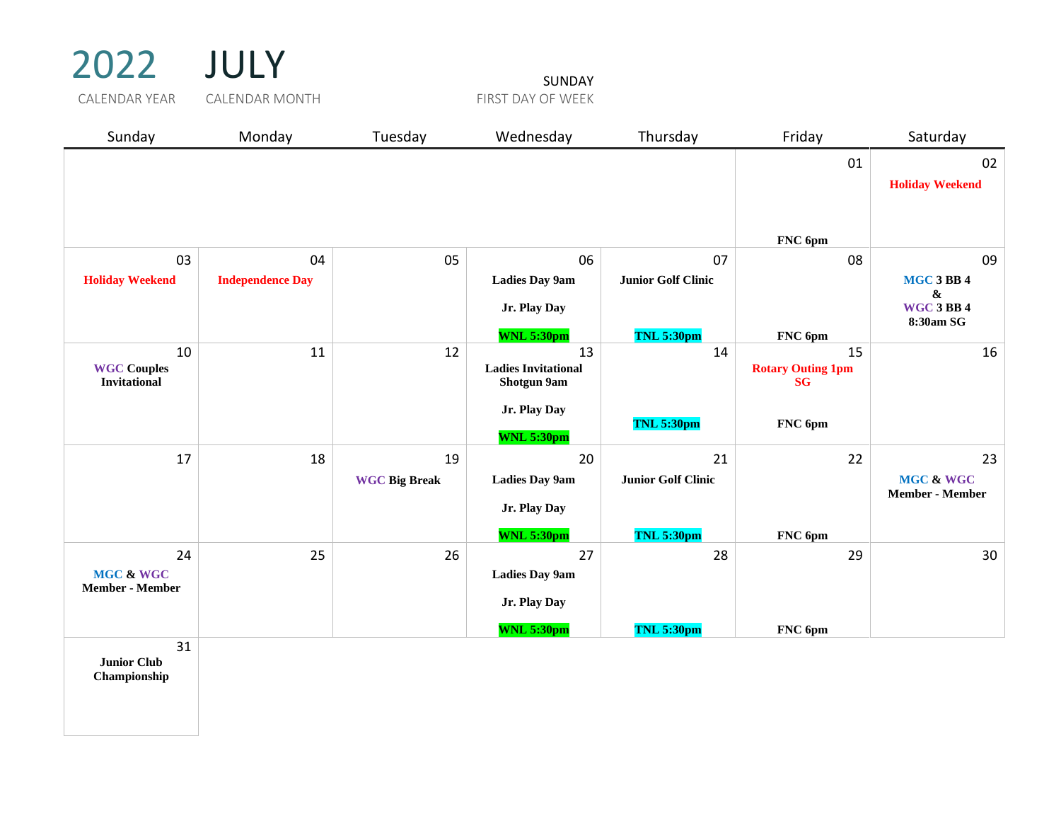# 2022 JULY

CALENDAR YEAR CALENDAR MONTH

SUNDAY
FIRST DAY OF WEEK

| Sunday | Monday | Tuesday | Wednesday | Thursday | Friday | Saturday |
|---|---|---|---|---|---|---|
| | | | | | 01<br>**FNC 6pm** | 02<br>**Holiday Weekend** |
| 03<br>**Holiday Weekend** | 04<br>**Independence Day** | 05 | 06<br>**Ladies Day 9am**<br>**Jr. Play Day**<br>**WNL 5:30pm** | 07<br>**Junior Golf Clinic**<br>**TNL 5:30pm** | 08<br>**FNC 6pm** | 09<br>**MGC 3 BB 4 & WGC 3 BB 4 8:30am SG** |
| 10<br>**WGC Couples Invitational** | 11 | 12 | 13<br>**Ladies Invitational Shotgun 9am**<br>**Jr. Play Day**<br>**WNL 5:30pm** | 14<br>**TNL 5:30pm** | 15<br>**Rotary Outing 1pm SG**<br>**FNC 6pm** | 16 |
| 17 | 18 | 19<br>**WGC Big Break** | 20<br>**Ladies Day 9am**<br>**Jr. Play Day**<br>**WNL 5:30pm** | 21<br>**Junior Golf Clinic**<br>**TNL 5:30pm** | 22<br>**FNC 6pm** | 23<br>**MGC & WGC Member - Member** |
| 24<br>**MGC & WGC Member - Member** | 25 | 26 | 27<br>**Ladies Day 9am**<br>**Jr. Play Day**<br>**WNL 5:30pm** | 28<br>**TNL 5:30pm** | 29<br>**FNC 6pm** | 30 |
| 31<br>**Junior Club Championship** | | | | | | |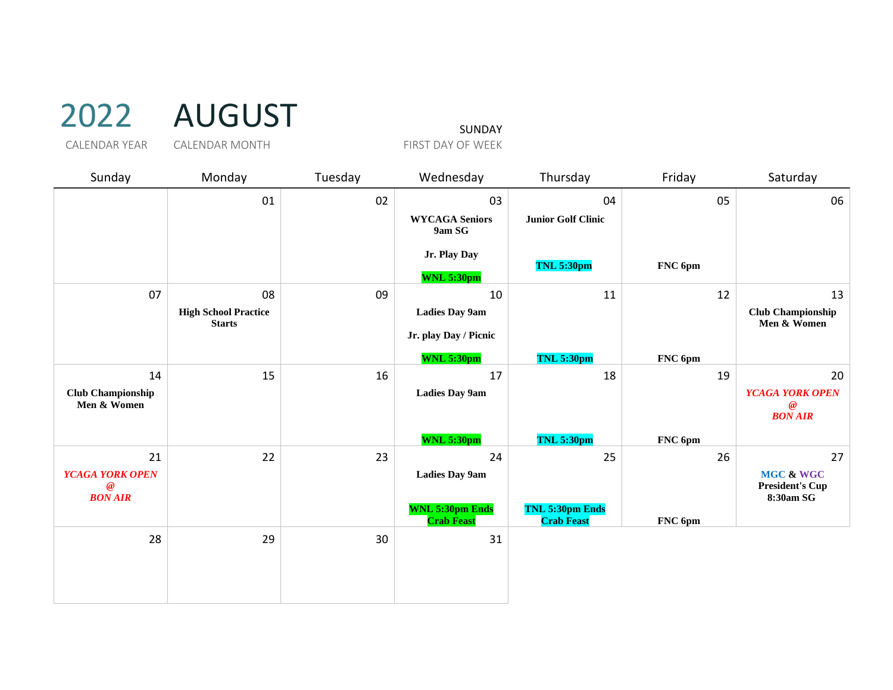# 2022 AUGUST

CALENDAR YEAR CALENDAR MONTH

SUNDAY
FIRST DAY OF WEEK

| Sunday | Monday | Tuesday | Wednesday | Thursday | Friday | Saturday |
|---|---|---|---|---|---|---|
| | 01 | 02 | 03<br>**WYCAGA Seniors 9am SG**<br>**Jr. Play Day**<br>**WNL 5:30pm** | 04<br>**Junior Golf Clinic**<br>**TNL 5:30pm** | 05<br>**FNC 6pm** | 06 |
| 07 | 08<br>**High School Practice Starts** | 09 | 10<br>**Ladies Day 9am**<br>**Jr. play Day / Picnic**<br>**WNL 5:30pm** | 11<br>**TNL 5:30pm** | 12<br>**FNC 6pm** | 13<br>**Club Championship Men & Women** |
| 14<br>**Club Championship Men & Women** | 15 | 16 | 17<br>**Ladies Day 9am**<br>**WNL 5:30pm** | 18<br>**TNL 5:30pm** | 19<br>**FNC 6pm** | 20<br>***YCAGA YORK OPEN @ BON AIR*** |
| 21<br>***YCAGA YORK OPEN @ BON AIR*** | 22 | 23 | 24<br>**Ladies Day 9am**<br>**WNL 5:30pm Ends Crab Feast** | 25<br>**TNL 5:30pm Ends Crab Feast** | 26<br>**FNC 6pm** | 27<br>**MGC & WGC President's Cup 8:30am SG** |
| 28 | 29 | 30 | 31 | | | |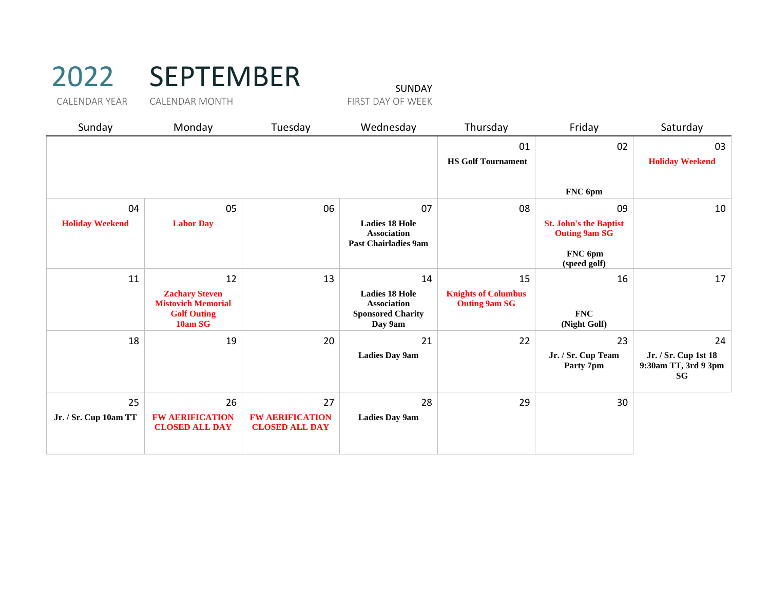# 2022 SEPTEMBER

CALENDAR YEAR CALENDAR MONTH

SUNDAY
FIRST DAY OF WEEK

| Sunday | Monday | Tuesday | Wednesday | Thursday | Friday | Saturday |
|---|---|---|---|---|---|---|
| | | | | 01<br>**HS Golf Tournament** | 02<br>**FNC 6pm** | 03<br>**Holiday Weekend** |
| 04<br>**Holiday Weekend** | 05<br>**Labor Day** | 06 | 07<br>**Ladies 18 Hole Association Past Chairladies 9am** | 08 | 09<br>**St. John's the Baptist Outing 9am SG**<br>**FNC 6pm (speed golf)** | 10 |
| 11 | 12<br>**Zachary Steven Mistovich Memorial Golf Outing 10am SG** | 13 | 14<br>**Ladies 18 Hole Association Sponsored Charity Day 9am** | 15<br>**Knights of Columbus Outing 9am SG** | 16<br>**FNC (Night Golf)** | 17 |
| 18 | 19 | 20 | 21<br>**Ladies Day 9am** | 22 | 23<br>**Jr. / Sr. Cup Team Party 7pm** | 24<br>**Jr. / Sr. Cup 1st 18 9:30am TT, 3rd 9 3pm SG** |
| 25<br>**Jr. / Sr. Cup 10am TT** | 26<br>**FW AERIFICATION CLOSED ALL DAY** | 27<br>**FW AERIFICATION CLOSED ALL DAY** | 28<br>**Ladies Day 9am** | 29 | 30 | |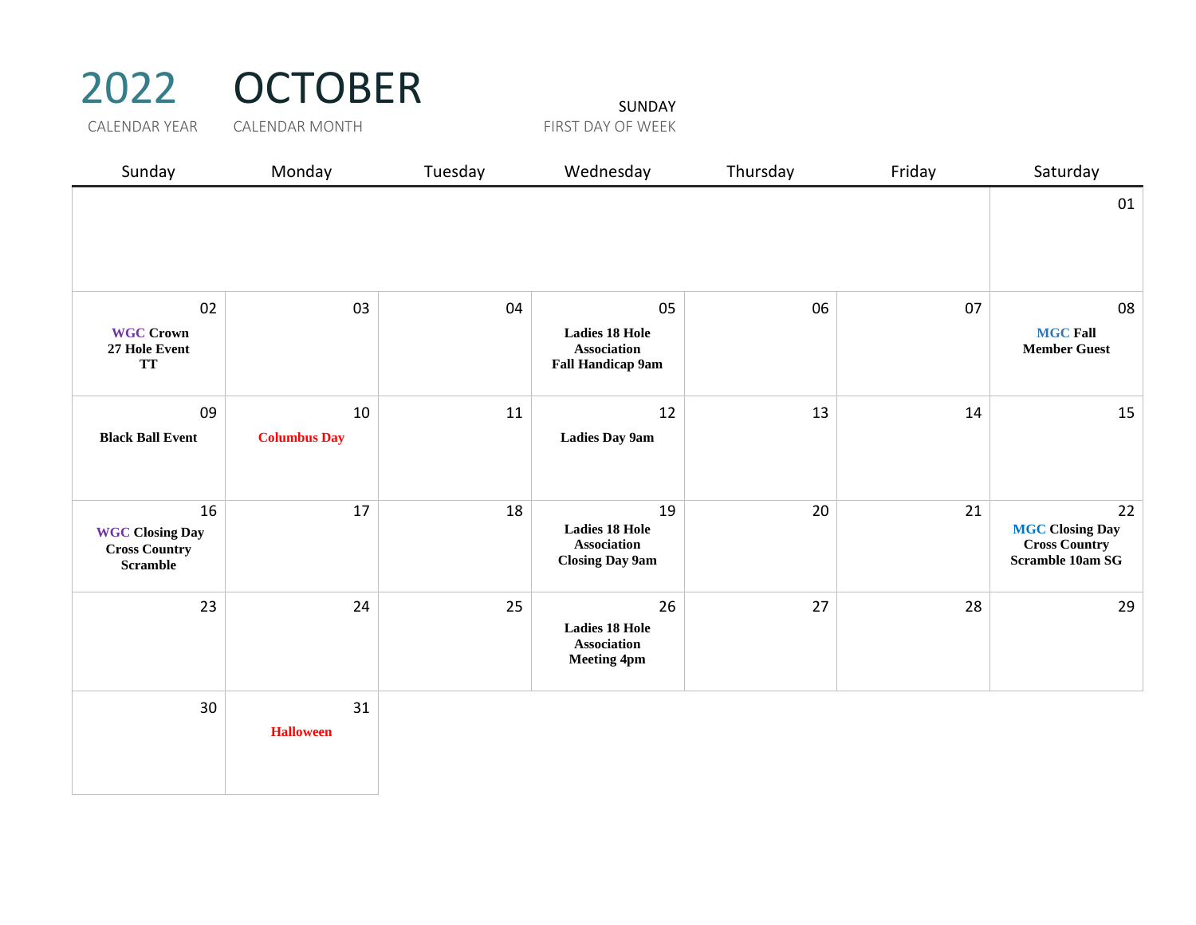2022 CALENDAR YEAR

# OCTOBER

CALENDAR MONTH

SUNDAY
FIRST DAY OF WEEK

| Sunday | Monday | Tuesday | Wednesday | Thursday | Friday | Saturday |
|---|---|---|---|---|---|---|
| | | | | | | 01 |
| 02 **WGC Crown 27 Hole Event TT** | 03 | 04 | 05 **Ladies 18 Hole Association Fall Handicap 9am** | 06 | 07 | 08 **MGC Fall Member Guest** |
| 09 **Black Ball Event** | 10 **Columbus Day** | 11 | 12 **Ladies Day 9am** | 13 | 14 | 15 |
| 16 **WGC Closing Day Cross Country Scramble** | 17 | 18 | 19 **Ladies 18 Hole Association Closing Day 9am** | 20 | 21 | 22 **MGC Closing Day Cross Country Scramble 10am SG** |
| 23 | 24 | 25 | 26 **Ladies 18 Hole Association Meeting 4pm** | 27 | 28 | 29 |
| 30 | 31 **Halloween** | | | | | |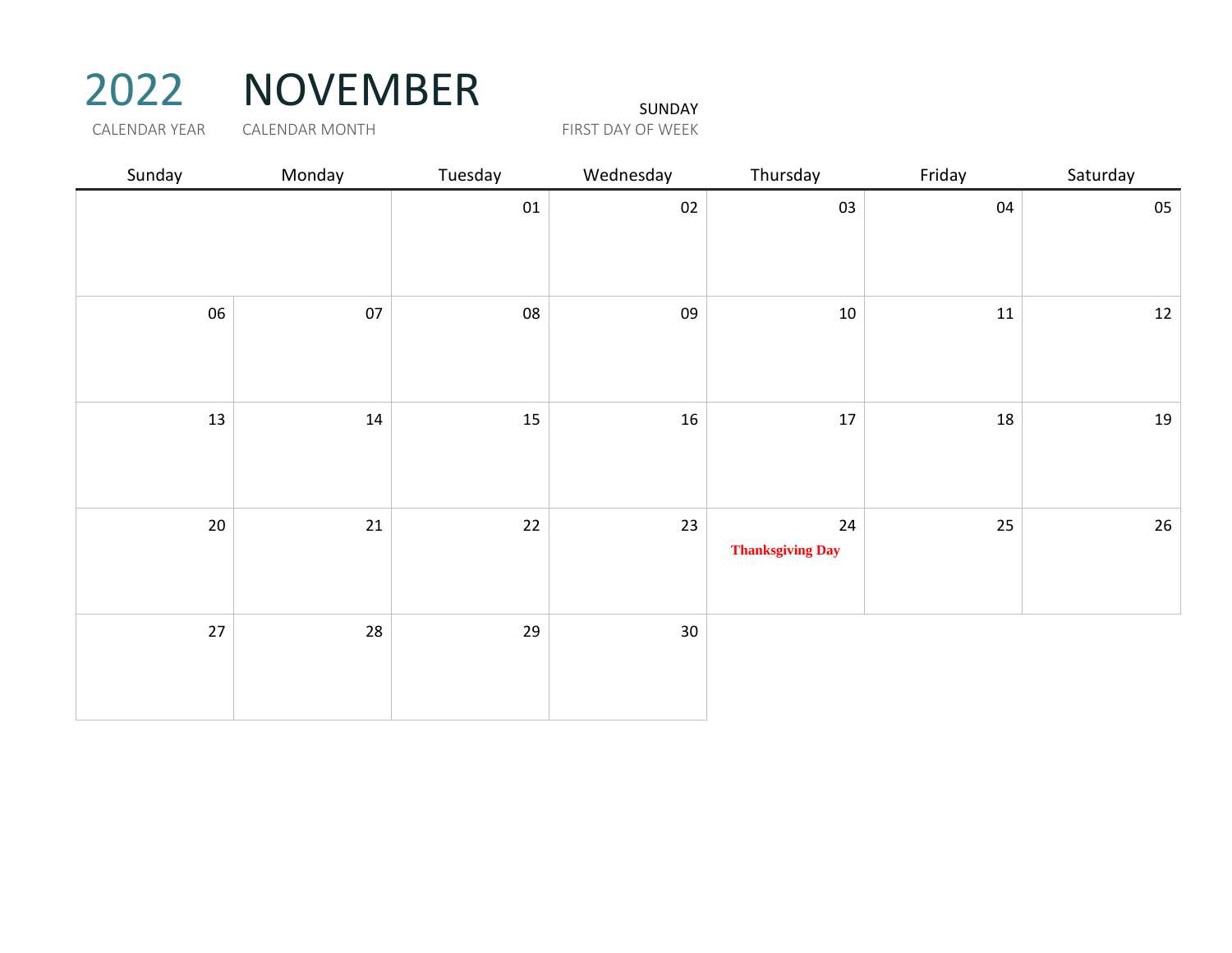# 2022 NOVEMBER

CALENDAR YEAR CALENDAR MONTH

SUNDAY
FIRST DAY OF WEEK

| Sunday | Monday | Tuesday | Wednesday | Thursday | Friday | Saturday |
|---|---|---|---|---|---|---|
| | | 01 | 02 | 03 | 04 | 05 |
| 06 | 07 | 08 | 09 | 10 | 11 | 12 |
| 13 | 14 | 15 | 16 | 17 | 18 | 19 |
| 20 | 21 | 22 | 23 | 24 **Thanksgiving Day** | 25 | 26 |
| 27 | 28 | 29 | 30 | | | |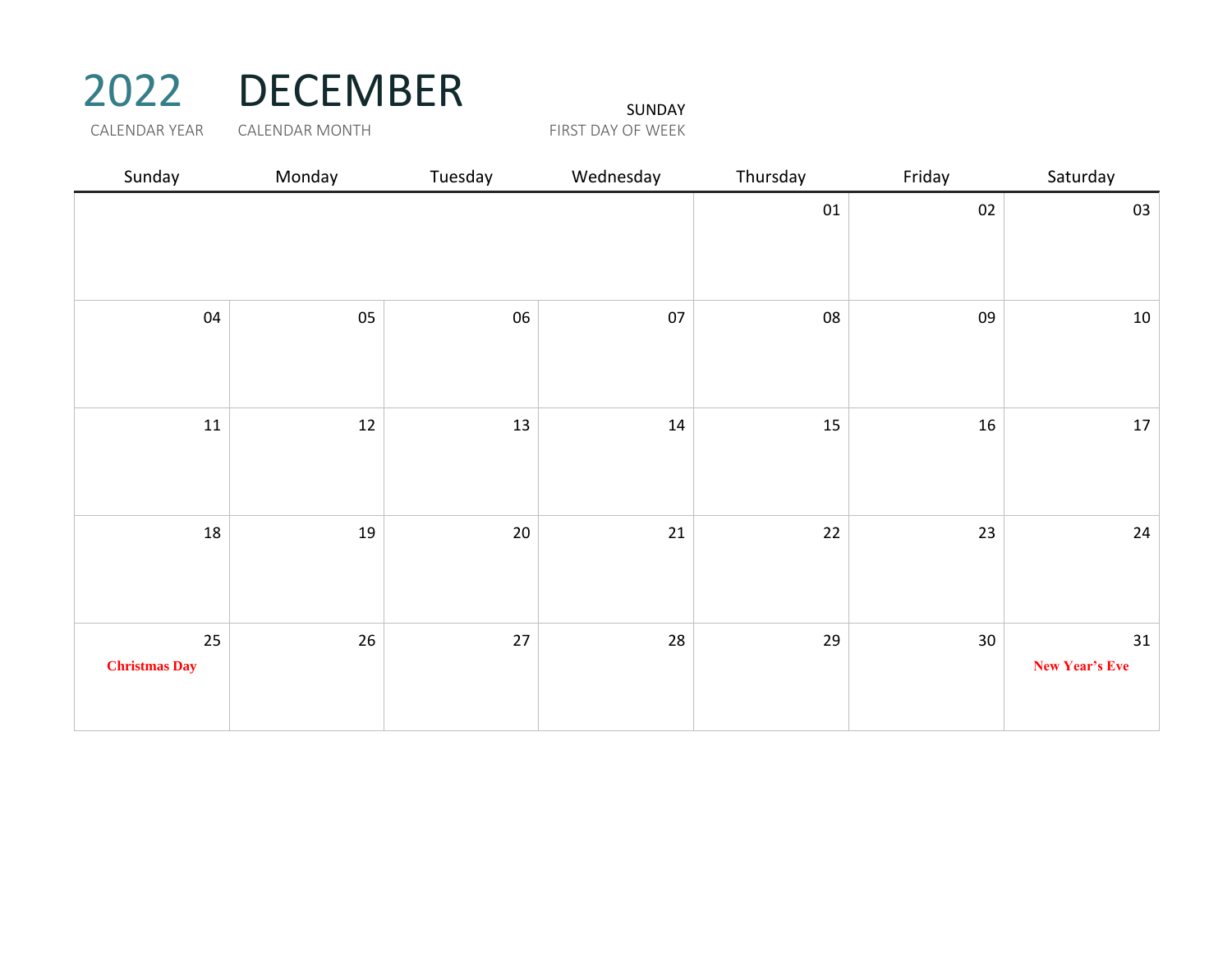# 2022 DECEMBER

CALENDAR YEAR — CALENDAR MONTH

SUNDAY
FIRST DAY OF WEEK

| Sunday | Monday | Tuesday | Wednesday | Thursday | Friday | Saturday |
|---|---|---|---|---|---|---|
| | | | | 01 | 02 | 03 |
| 04 | 05 | 06 | 07 | 08 | 09 | 10 |
| 11 | 12 | 13 | 14 | 15 | 16 | 17 |
| 18 | 19 | 20 | 21 | 22 | 23 | 24 |
| 25 **Christmas Day** | 26 | 27 | 28 | 29 | 30 | 31 **New Year's Eve** |